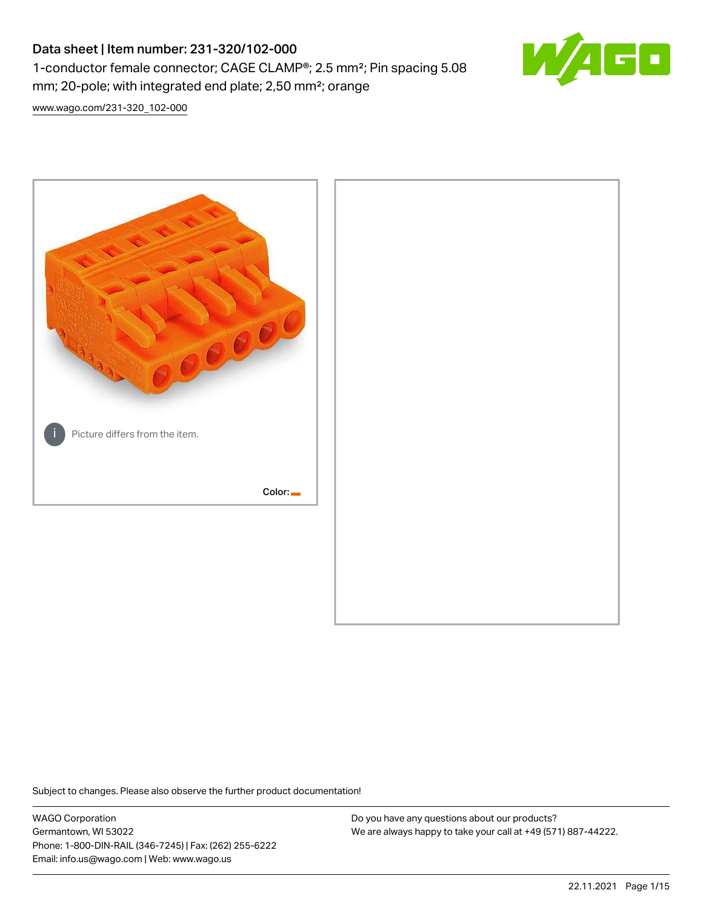# Data sheet | Item number: 231-320/102-000

1-conductor female connector; CAGE CLAMP®; 2.5 mm²; Pin spacing 5.08 mm; 20-pole; with integrated end plate; 2,50 mm²; orange

www.wago.com/231-320_102-000

Picture differs from the item.

Color:

Subject to changes. Please also observe the further product documentation!

WAGO Corporation
Germantown, WI 53022
Phone: 1-800-DIN-RAIL (346-7245) | Fax: (262) 255-6222
Email: info.us@wago.com | Web: www.wago.us

Do you have any questions about our products?
We are always happy to take your call at +49 (571) 887-44222.

22.11.2021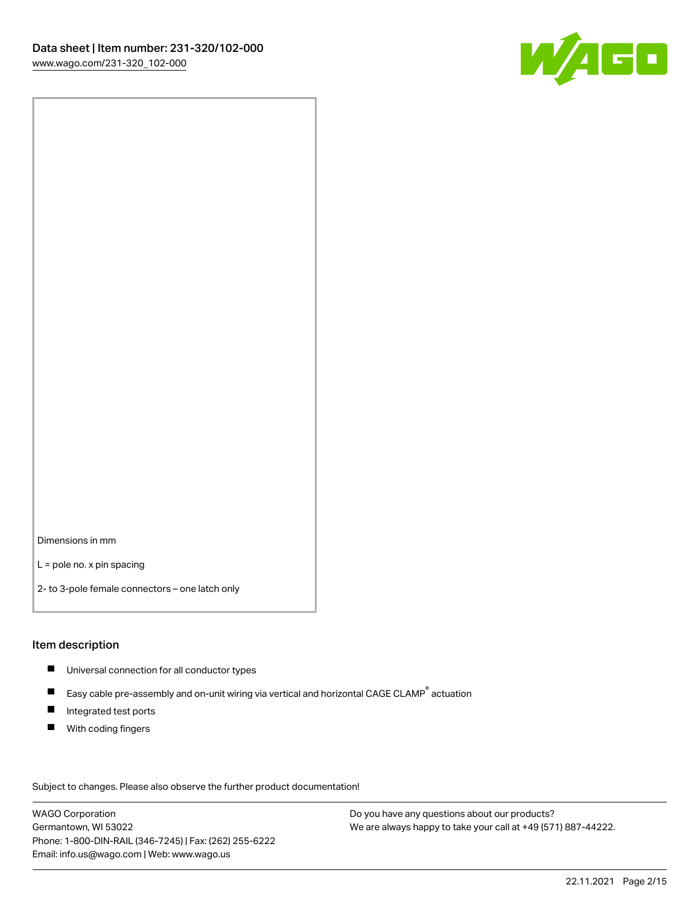Dimensions in mm

L = pole no. x pin spacing

2- to 3-pole female connectors – one latch only

## Item description

- Universal connection for all conductor types
- Easy cable pre-assembly and on-unit wiring via vertical and horizontal CAGE CLAMP® actuation
- Integrated test ports
- With coding fingers

Subject to changes. Please also observe the further product documentation!

WAGO Corporation
Germantown, WI 53022
Phone: 1-800-DIN-RAIL (346-7245) | Fax: (262) 255-6222
Email: info.us@wago.com | Web: www.wago.us

Do you have any questions about our products?
We are always happy to take your call at +49 (571) 887-44222.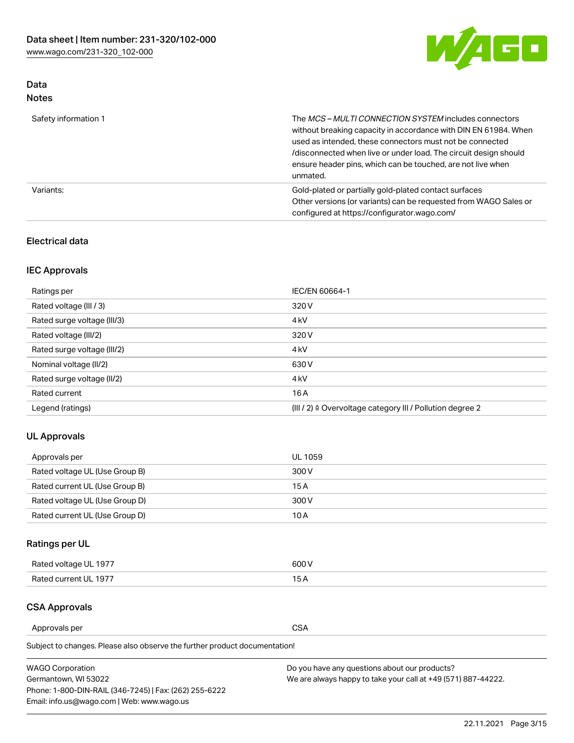## Data
### Notes

| | |
|---|---|
| Safety information 1 | The *MCS – MULTI CONNECTION SYSTEM* includes connectors without breaking capacity in accordance with DIN EN 61984. When used as intended, these connectors must not be connected /disconnected when live or under load. The circuit design should ensure header pins, which can be touched, are not live when unmated. |
| Variants: | Gold-plated or partially gold-plated contact surfaces<br>Other versions (or variants) can be requested from WAGO Sales or configured at https://configurator.wago.com/ |

### Electrical data

### IEC Approvals

| | |
|---|---|
| Ratings per | IEC/EN 60664-1 |
| Rated voltage (III / 3) | 320 V |
| Rated surge voltage (III/3) | 4 kV |
| Rated voltage (III/2) | 320 V |
| Rated surge voltage (III/2) | 4 kV |
| Nominal voltage (II/2) | 630 V |
| Rated surge voltage (II/2) | 4 kV |
| Rated current | 16 A |
| Legend (ratings) | (III / 2) ≙ Overvoltage category III / Pollution degree 2 |

### UL Approvals

| | |
|---|---|
| Approvals per | UL 1059 |
| Rated voltage UL (Use Group B) | 300 V |
| Rated current UL (Use Group B) | 15 A |
| Rated voltage UL (Use Group D) | 300 V |
| Rated current UL (Use Group D) | 10 A |

### Ratings per UL

| | |
|---|---|
| Rated voltage UL 1977 | 600 V |
| Rated current UL 1977 | 15 A |

### CSA Approvals

| | |
|---|---|
| Approvals per | CSA |

Subject to changes. Please also observe the further product documentation!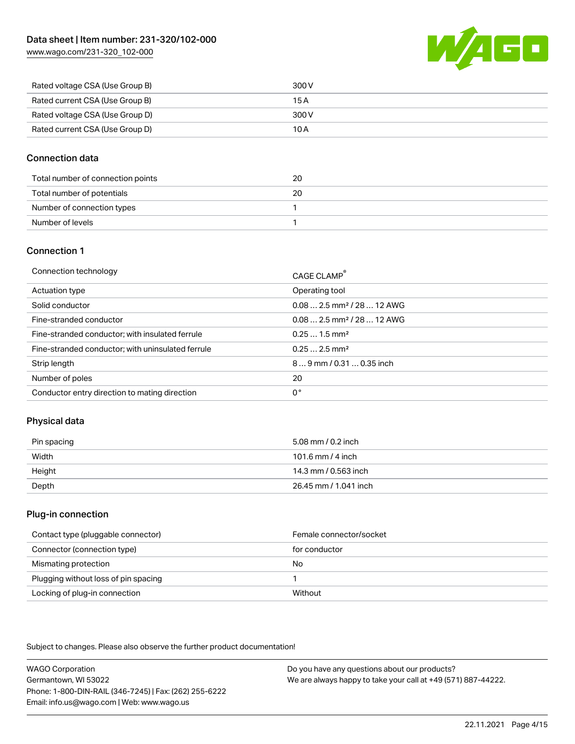| | |
|---|---|
| Rated voltage CSA (Use Group B) | 300 V |
| Rated current CSA (Use Group B) | 15 A |
| Rated voltage CSA (Use Group D) | 300 V |
| Rated current CSA (Use Group D) | 10 A |

## Connection data

| | |
|---|---|
| Total number of connection points | 20 |
| Total number of potentials | 20 |
| Number of connection types | 1 |
| Number of levels | 1 |

## Connection 1

| | |
|---|---|
| Connection technology | CAGE CLAMP® |
| Actuation type | Operating tool |
| Solid conductor | 0.08 … 2.5 mm² / 28 … 12 AWG |
| Fine-stranded conductor | 0.08 … 2.5 mm² / 28 … 12 AWG |
| Fine-stranded conductor; with insulated ferrule | 0.25 … 1.5 mm² |
| Fine-stranded conductor; with uninsulated ferrule | 0.25 … 2.5 mm² |
| Strip length | 8 … 9 mm / 0.31 … 0.35 inch |
| Number of poles | 20 |
| Conductor entry direction to mating direction | 0 ° |

## Physical data

| | |
|---|---|
| Pin spacing | 5.08 mm / 0.2 inch |
| Width | 101.6 mm / 4 inch |
| Height | 14.3 mm / 0.563 inch |
| Depth | 26.45 mm / 1.041 inch |

## Plug-in connection

| | |
|---|---|
| Contact type (pluggable connector) | Female connector/socket |
| Connector (connection type) | for conductor |
| Mismating protection | No |
| Plugging without loss of pin spacing | 1 |
| Locking of plug-in connection | Without |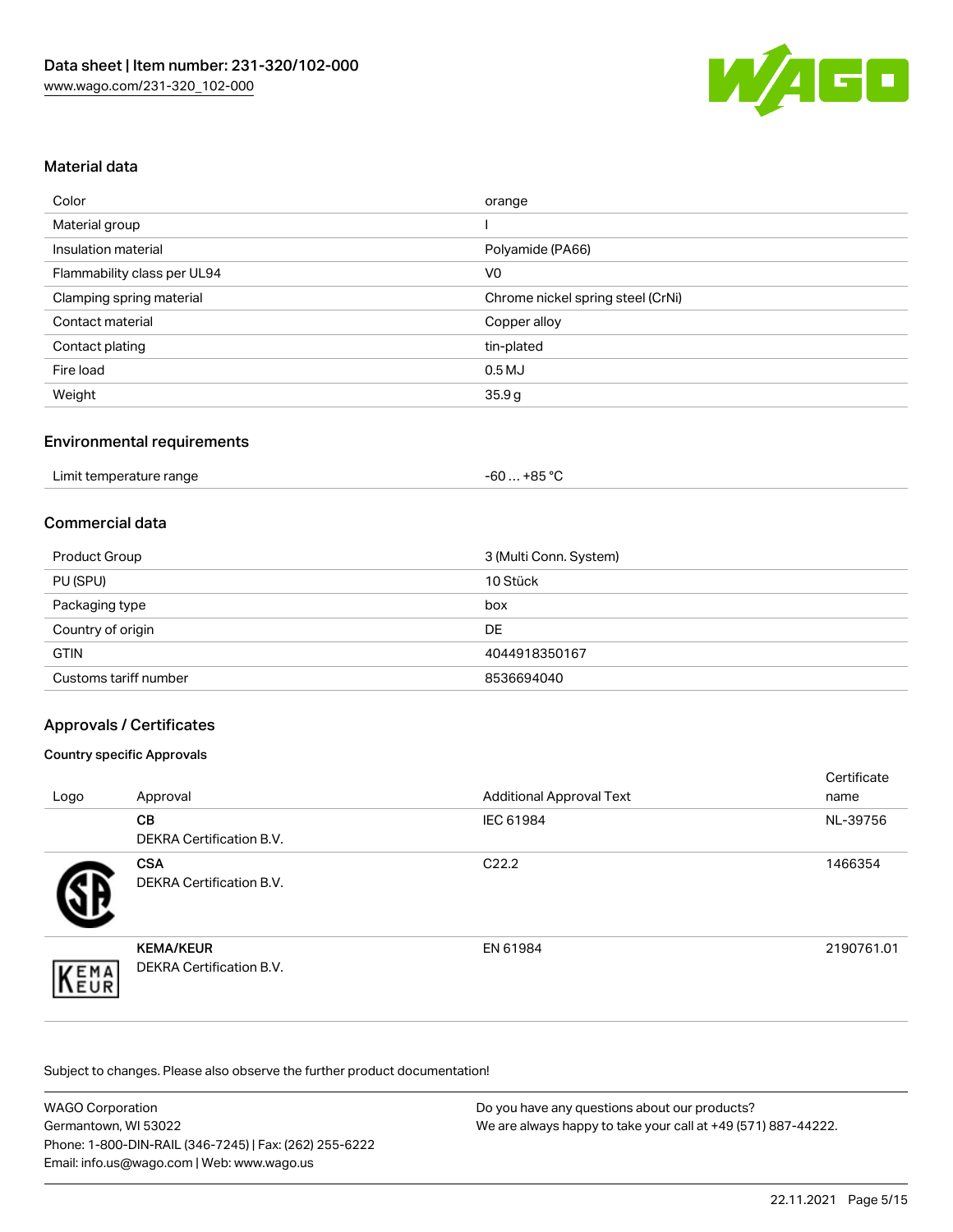## Material data

| Color | orange |
| --- | --- |
| Material group | I |
| Insulation material | Polyamide (PA66) |
| Flammability class per UL94 | V0 |
| Clamping spring material | Chrome nickel spring steel (CrNi) |
| Contact material | Copper alloy |
| Contact plating | tin-plated |
| Fire load | 0.5 MJ |
| Weight | 35.9 g |

## Environmental requirements

| Limit temperature range | -60 … +85 °C |
| --- | --- |

## Commercial data

| Product Group | 3 (Multi Conn. System) |
| --- | --- |
| PU (SPU) | 10 Stück |
| Packaging type | box |
| Country of origin | DE |
| GTIN | 4044918350167 |
| Customs tariff number | 8536694040 |

## Approvals / Certificates

### Country specific Approvals

| Logo | Approval | Additional Approval Text | Certificate name |
| --- | --- | --- | --- |
| | **CB** DEKRA Certification B.V. | IEC 61984 | NL-39756 |
| | **CSA** DEKRA Certification B.V. | C22.2 | 1466354 |
| | **KEMA/KEUR** DEKRA Certification B.V. | EN 61984 | 2190761.01 |

Subject to changes. Please also observe the further product documentation!

WAGO Corporation
Germantown, WI 53022
Phone: 1-800-DIN-RAIL (346-7245) | Fax: (262) 255-6222
Email: info.us@wago.com | Web: www.wago.us

Do you have any questions about our products?
We are always happy to take your call at +49 (571) 887-44222.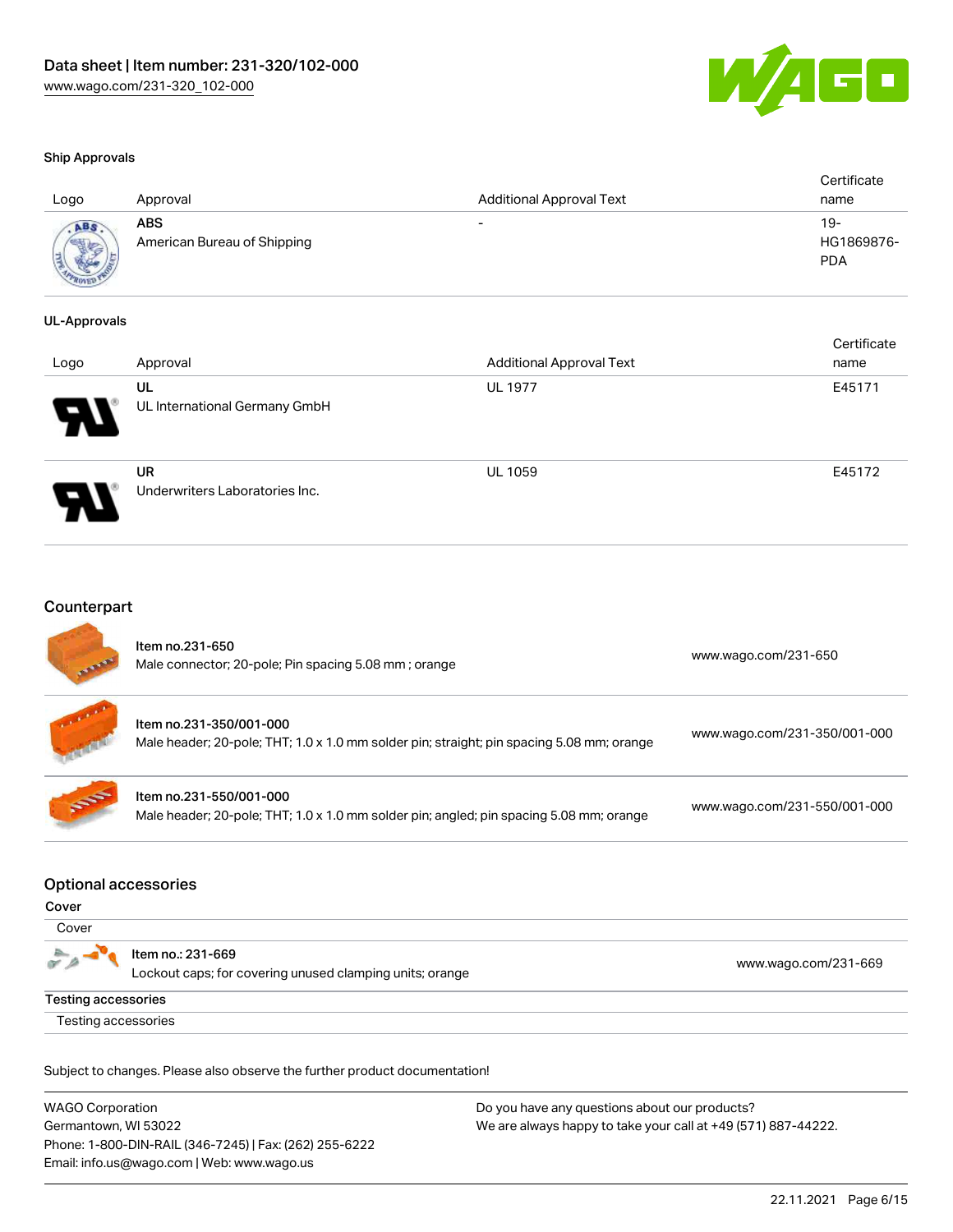### Ship Approvals

| Logo | Approval | Additional Approval Text | Certificate name |
| --- | --- | --- | --- |
| | **ABS**<br>American Bureau of Shipping | - | 19-HG1869876-PDA |

### UL-Approvals

| Logo | Approval | Additional Approval Text | Certificate name |
| --- | --- | --- | --- |
| | **UL**<br>UL International Germany GmbH | UL 1977 | E45171 |
| | **UR**<br>Underwriters Laboratories Inc. | UL 1059 | E45172 |

## Counterpart

| | | |
| --- | --- | --- |
| | Item no.231-650<br>Male connector; 20-pole; Pin spacing 5.08 mm ; orange | www.wago.com/231-650 |
| | Item no.231-350/001-000<br>Male header; 20-pole; THT; 1.0 x 1.0 mm solder pin; straight; pin spacing 5.08 mm; orange | www.wago.com/231-350/001-000 |
| | Item no.231-550/001-000<br>Male header; 20-pole; THT; 1.0 x 1.0 mm solder pin; angled; pin spacing 5.08 mm; orange | www.wago.com/231-550/001-000 |

## Optional accessories

**Cover**

Cover

| | | |
| --- | --- | --- |
| | Item no.: 231-669<br>Lockout caps; for covering unused clamping units; orange | www.wago.com/231-669 |

**Testing accessories**

Testing accessories

Subject to changes. Please also observe the further product documentation!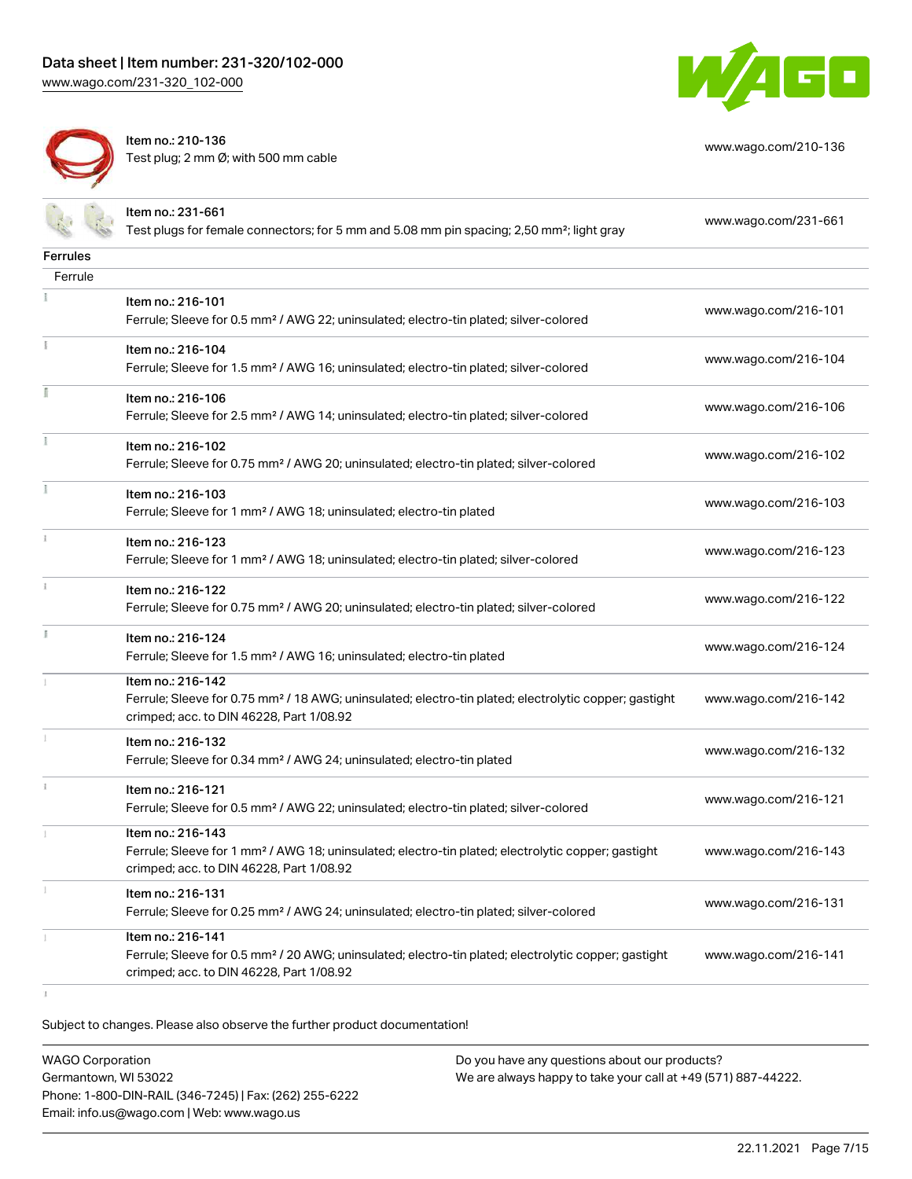| | | |
|---|---|---|
| | Item no.: 210-136<br>Test plug; 2 mm Ø; with 500 mm cable | www.wago.com/210-136 |
| | Item no.: 231-661<br>Test plugs for female connectors; for 5 mm and 5.08 mm pin spacing; 2,50 mm²; light gray | www.wago.com/231-661 |

**Ferrules**

Ferrule

| | | |
|---|---|---|
| | Item no.: 216-101<br>Ferrule; Sleeve for 0.5 mm² / AWG 22; uninsulated; electro-tin plated; silver-colored | www.wago.com/216-101 |
| | Item no.: 216-104<br>Ferrule; Sleeve for 1.5 mm² / AWG 16; uninsulated; electro-tin plated; silver-colored | www.wago.com/216-104 |
| | Item no.: 216-106<br>Ferrule; Sleeve for 2.5 mm² / AWG 14; uninsulated; electro-tin plated; silver-colored | www.wago.com/216-106 |
| | Item no.: 216-102<br>Ferrule; Sleeve for 0.75 mm² / AWG 20; uninsulated; electro-tin plated; silver-colored | www.wago.com/216-102 |
| | Item no.: 216-103<br>Ferrule; Sleeve for 1 mm² / AWG 18; uninsulated; electro-tin plated | www.wago.com/216-103 |
| | Item no.: 216-123<br>Ferrule; Sleeve for 1 mm² / AWG 18; uninsulated; electro-tin plated; silver-colored | www.wago.com/216-123 |
| | Item no.: 216-122<br>Ferrule; Sleeve for 0.75 mm² / AWG 20; uninsulated; electro-tin plated; silver-colored | www.wago.com/216-122 |
| | Item no.: 216-124<br>Ferrule; Sleeve for 1.5 mm² / AWG 16; uninsulated; electro-tin plated | www.wago.com/216-124 |
| | Item no.: 216-142<br>Ferrule; Sleeve for 0.75 mm² / 18 AWG; uninsulated; electro-tin plated; electrolytic copper; gastight crimped; acc. to DIN 46228, Part 1/08.92 | www.wago.com/216-142 |
| | Item no.: 216-132<br>Ferrule; Sleeve for 0.34 mm² / AWG 24; uninsulated; electro-tin plated | www.wago.com/216-132 |
| | Item no.: 216-121<br>Ferrule; Sleeve for 0.5 mm² / AWG 22; uninsulated; electro-tin plated; silver-colored | www.wago.com/216-121 |
| | Item no.: 216-143<br>Ferrule; Sleeve for 1 mm² / AWG 18; uninsulated; electro-tin plated; electrolytic copper; gastight crimped; acc. to DIN 46228, Part 1/08.92 | www.wago.com/216-143 |
| | Item no.: 216-131<br>Ferrule; Sleeve for 0.25 mm² / AWG 24; uninsulated; electro-tin plated; silver-colored | www.wago.com/216-131 |
| | Item no.: 216-141<br>Ferrule; Sleeve for 0.5 mm² / 20 AWG; uninsulated; electro-tin plated; electrolytic copper; gastight crimped; acc. to DIN 46228, Part 1/08.92 | www.wago.com/216-141 |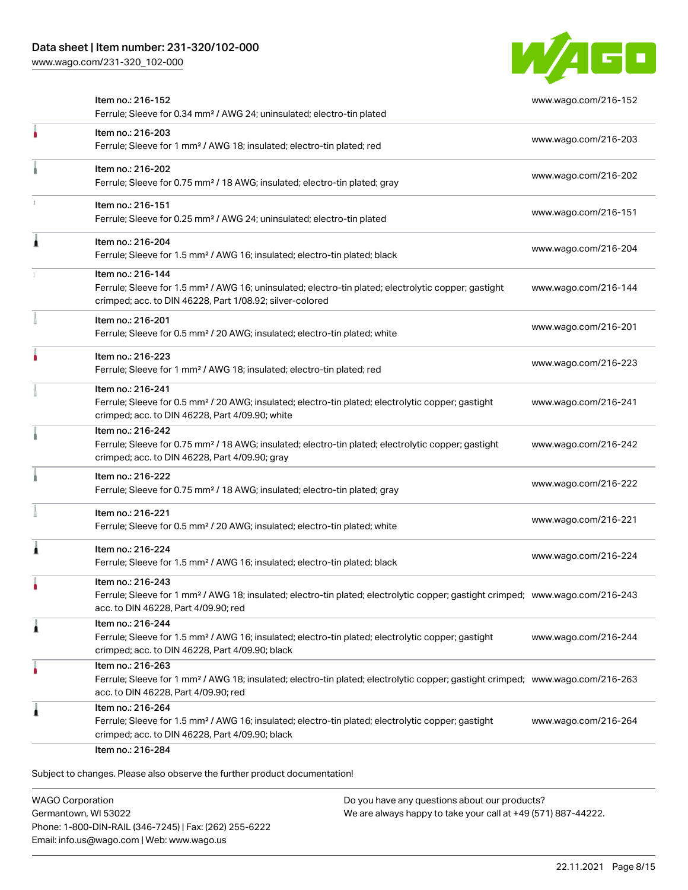| | |
|---|---|
| Item no.: 216-152<br>Ferrule; Sleeve for 0.34 mm² / AWG 24; uninsulated; electro-tin plated | www.wago.com/216-152 |
| Item no.: 216-203<br>Ferrule; Sleeve for 1 mm² / AWG 18; insulated; electro-tin plated; red | www.wago.com/216-203 |
| Item no.: 216-202<br>Ferrule; Sleeve for 0.75 mm² / 18 AWG; insulated; electro-tin plated; gray | www.wago.com/216-202 |
| Item no.: 216-151<br>Ferrule; Sleeve for 0.25 mm² / AWG 24; uninsulated; electro-tin plated | www.wago.com/216-151 |
| Item no.: 216-204<br>Ferrule; Sleeve for 1.5 mm² / AWG 16; insulated; electro-tin plated; black | www.wago.com/216-204 |
| Item no.: 216-144<br>Ferrule; Sleeve for 1.5 mm² / AWG 16; uninsulated; electro-tin plated; electrolytic copper; gastight crimped; acc. to DIN 46228, Part 1/08.92; silver-colored | www.wago.com/216-144 |
| Item no.: 216-201<br>Ferrule; Sleeve for 0.5 mm² / 20 AWG; insulated; electro-tin plated; white | www.wago.com/216-201 |
| Item no.: 216-223<br>Ferrule; Sleeve for 1 mm² / AWG 18; insulated; electro-tin plated; red | www.wago.com/216-223 |
| Item no.: 216-241<br>Ferrule; Sleeve for 0.5 mm² / 20 AWG; insulated; electro-tin plated; electrolytic copper; gastight crimped; acc. to DIN 46228, Part 4/09.90; white | www.wago.com/216-241 |
| Item no.: 216-242<br>Ferrule; Sleeve for 0.75 mm² / 18 AWG; insulated; electro-tin plated; electrolytic copper; gastight crimped; acc. to DIN 46228, Part 4/09.90; gray | www.wago.com/216-242 |
| Item no.: 216-222<br>Ferrule; Sleeve for 0.75 mm² / 18 AWG; insulated; electro-tin plated; gray | www.wago.com/216-222 |
| Item no.: 216-221<br>Ferrule; Sleeve for 0.5 mm² / 20 AWG; insulated; electro-tin plated; white | www.wago.com/216-221 |
| Item no.: 216-224<br>Ferrule; Sleeve for 1.5 mm² / AWG 16; insulated; electro-tin plated; black | www.wago.com/216-224 |
| Item no.: 216-243<br>Ferrule; Sleeve for 1 mm² / AWG 18; insulated; electro-tin plated; electrolytic copper; gastight crimped; acc. to DIN 46228, Part 4/09.90; red | www.wago.com/216-243 |
| Item no.: 216-244<br>Ferrule; Sleeve for 1.5 mm² / AWG 16; insulated; electro-tin plated; electrolytic copper; gastight crimped; acc. to DIN 46228, Part 4/09.90; black | www.wago.com/216-244 |
| Item no.: 216-263<br>Ferrule; Sleeve for 1 mm² / AWG 18; insulated; electro-tin plated; electrolytic copper; gastight crimped; acc. to DIN 46228, Part 4/09.90; red | www.wago.com/216-263 |
| Item no.: 216-264<br>Ferrule; Sleeve for 1.5 mm² / AWG 16; insulated; electro-tin plated; electrolytic copper; gastight crimped; acc. to DIN 46228, Part 4/09.90; black | www.wago.com/216-264 |
| Item no.: 216-284 | |

Subject to changes. Please also observe the further product documentation!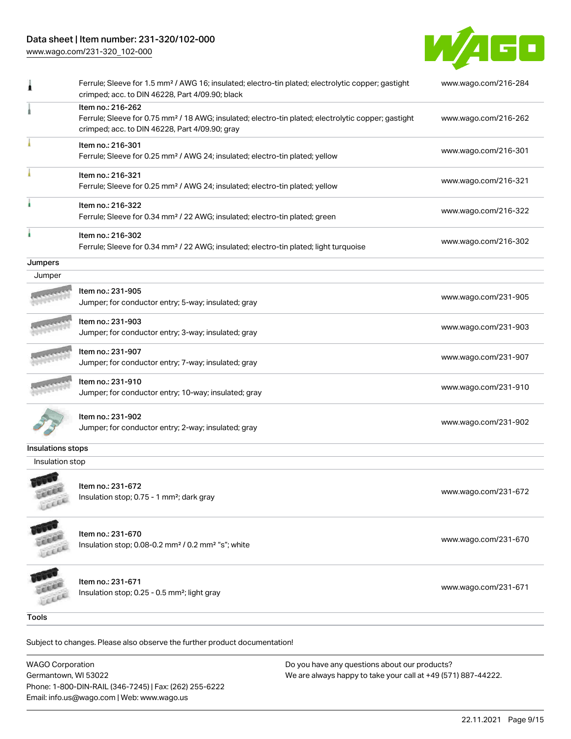| | | |
|---|---|---|
| | Ferrule; Sleeve for 1.5 mm² / AWG 16; insulated; electro-tin plated; electrolytic copper; gastight crimped; acc. to DIN 46228, Part 4/09.90; black | www.wago.com/216-284 |
| | Item no.: 216-262<br>Ferrule; Sleeve for 0.75 mm² / 18 AWG; insulated; electro-tin plated; electrolytic copper; gastight crimped; acc. to DIN 46228, Part 4/09.90; gray | www.wago.com/216-262 |
| | Item no.: 216-301<br>Ferrule; Sleeve for 0.25 mm² / AWG 24; insulated; electro-tin plated; yellow | www.wago.com/216-301 |
| | Item no.: 216-321<br>Ferrule; Sleeve for 0.25 mm² / AWG 24; insulated; electro-tin plated; yellow | www.wago.com/216-321 |
| | Item no.: 216-322<br>Ferrule; Sleeve for 0.34 mm² / 22 AWG; insulated; electro-tin plated; green | www.wago.com/216-322 |
| | Item no.: 216-302<br>Ferrule; Sleeve for 0.34 mm² / 22 AWG; insulated; electro-tin plated; light turquoise | www.wago.com/216-302 |

## Jumpers

Jumper

| | | |
|---|---|---|
| | Item no.: 231-905<br>Jumper; for conductor entry; 5-way; insulated; gray | www.wago.com/231-905 |
| | Item no.: 231-903<br>Jumper; for conductor entry; 3-way; insulated; gray | www.wago.com/231-903 |
| | Item no.: 231-907<br>Jumper; for conductor entry; 7-way; insulated; gray | www.wago.com/231-907 |
| | Item no.: 231-910<br>Jumper; for conductor entry; 10-way; insulated; gray | www.wago.com/231-910 |
| | Item no.: 231-902<br>Jumper; for conductor entry; 2-way; insulated; gray | www.wago.com/231-902 |

## Insulations stops

Insulation stop

| | | |
|---|---|---|
| | Item no.: 231-672<br>Insulation stop; 0.75 - 1 mm²; dark gray | www.wago.com/231-672 |
| | Item no.: 231-670<br>Insulation stop; 0.08-0.2 mm² / 0.2 mm² "s"; white | www.wago.com/231-670 |
| | Item no.: 231-671<br>Insulation stop; 0.25 - 0.5 mm²; light gray | www.wago.com/231-671 |

## Tools

Subject to changes. Please also observe the further product documentation!

WAGO Corporation
Germantown, WI 53022
Phone: 1-800-DIN-RAIL (346-7245) | Fax: (262) 255-6222
Email: info.us@wago.com | Web: www.wago.us

Do you have any questions about our products?
We are always happy to take your call at +49 (571) 887-44222.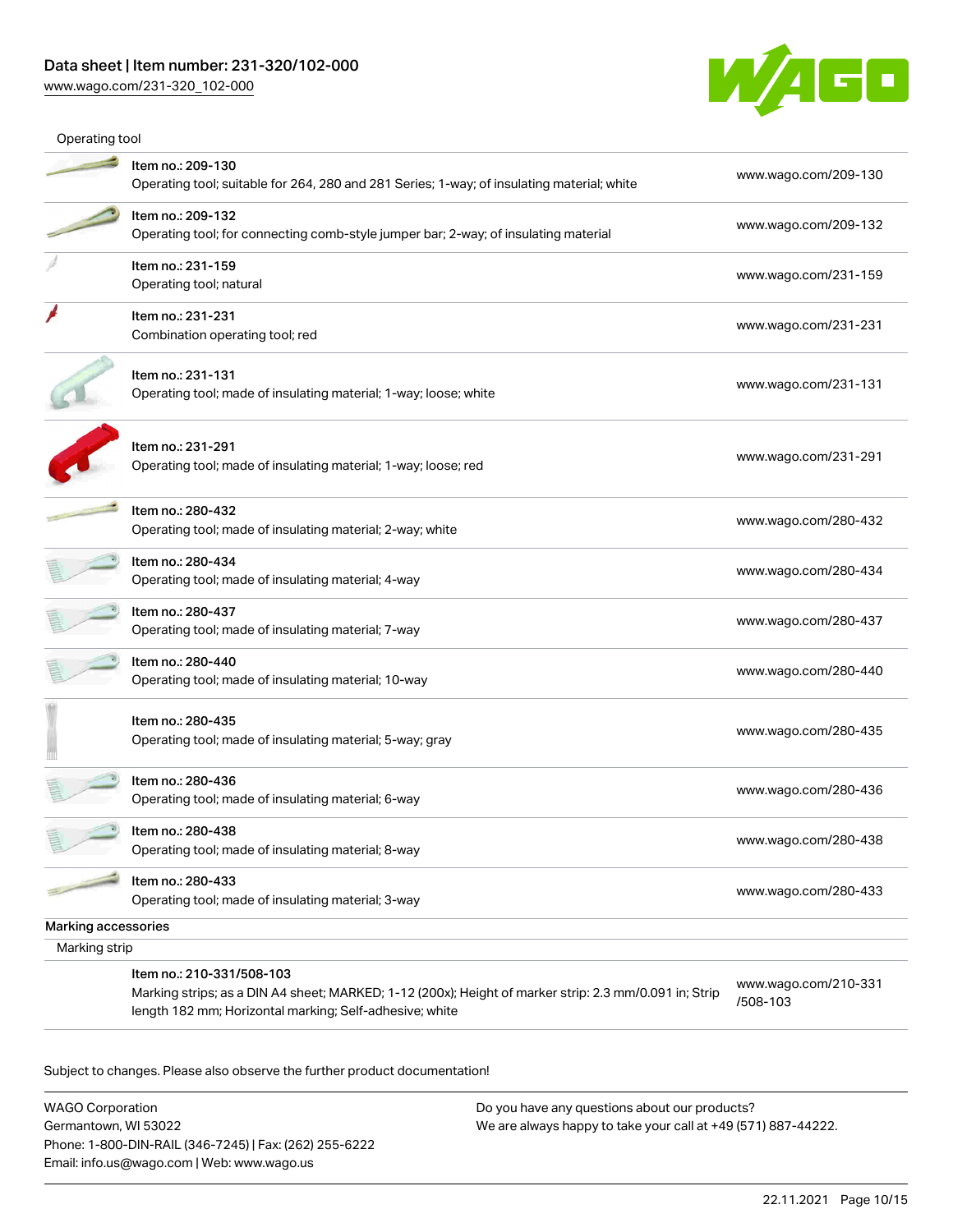Operating tool

| Item | Link |
|---|---|
| Item no.: 209-130<br>Operating tool; suitable for 264, 280 and 281 Series; 1-way; of insulating material; white | www.wago.com/209-130 |
| Item no.: 209-132<br>Operating tool; for connecting comb-style jumper bar; 2-way; of insulating material | www.wago.com/209-132 |
| Item no.: 231-159<br>Operating tool; natural | www.wago.com/231-159 |
| Item no.: 231-231<br>Combination operating tool; red | www.wago.com/231-231 |
| Item no.: 231-131<br>Operating tool; made of insulating material; 1-way; loose; white | www.wago.com/231-131 |
| Item no.: 231-291<br>Operating tool; made of insulating material; 1-way; loose; red | www.wago.com/231-291 |
| Item no.: 280-432<br>Operating tool; made of insulating material; 2-way; white | www.wago.com/280-432 |
| Item no.: 280-434<br>Operating tool; made of insulating material; 4-way | www.wago.com/280-434 |
| Item no.: 280-437<br>Operating tool; made of insulating material; 7-way | www.wago.com/280-437 |
| Item no.: 280-440<br>Operating tool; made of insulating material; 10-way | www.wago.com/280-440 |
| Item no.: 280-435<br>Operating tool; made of insulating material; 5-way; gray | www.wago.com/280-435 |
| Item no.: 280-436<br>Operating tool; made of insulating material; 6-way | www.wago.com/280-436 |
| Item no.: 280-438<br>Operating tool; made of insulating material; 8-way | www.wago.com/280-438 |
| Item no.: 280-433<br>Operating tool; made of insulating material; 3-way | www.wago.com/280-433 |

Marking accessories

Marking strip

| Item | Link |
|---|---|
| Item no.: 210-331/508-103<br>Marking strips; as a DIN A4 sheet; MARKED; 1-12 (200x); Height of marker strip: 2.3 mm/0.091 in; Strip length 182 mm; Horizontal marking; Self-adhesive; white | www.wago.com/210-331/508-103 |

Subject to changes. Please also observe the further product documentation!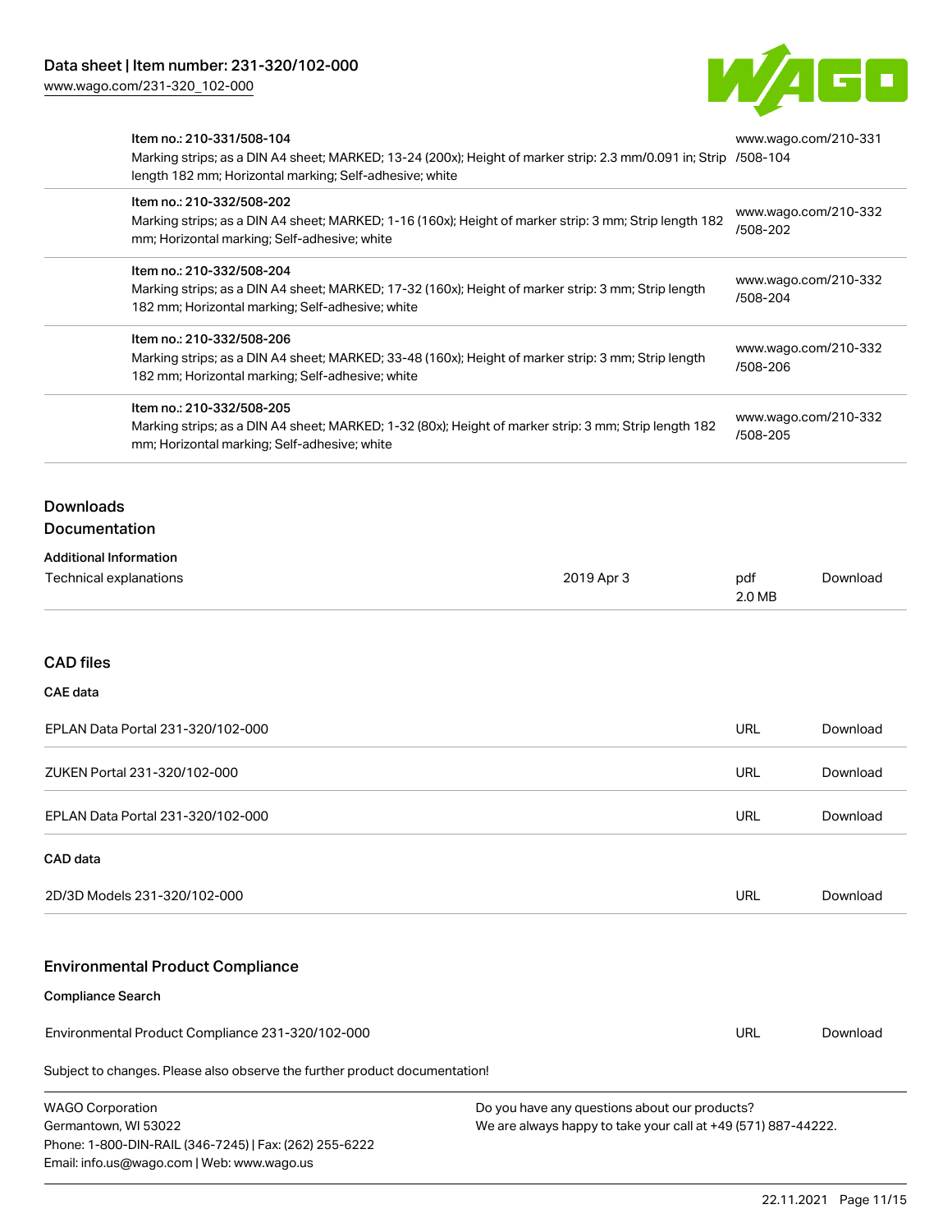| | |
|---|---|
| Item no.: 210-331/508-104<br>Marking strips; as a DIN A4 sheet; MARKED; 13-24 (200x); Height of marker strip: 2.3 mm/0.091 in; Strip length 182 mm; Horizontal marking; Self-adhesive; white | www.wago.com/210-331/508-104 |
| Item no.: 210-332/508-202<br>Marking strips; as a DIN A4 sheet; MARKED; 1-16 (160x); Height of marker strip: 3 mm; Strip length 182 mm; Horizontal marking; Self-adhesive; white | www.wago.com/210-332/508-202 |
| Item no.: 210-332/508-204<br>Marking strips; as a DIN A4 sheet; MARKED; 17-32 (160x); Height of marker strip: 3 mm; Strip length 182 mm; Horizontal marking; Self-adhesive; white | www.wago.com/210-332/508-204 |
| Item no.: 210-332/508-206<br>Marking strips; as a DIN A4 sheet; MARKED; 33-48 (160x); Height of marker strip: 3 mm; Strip length 182 mm; Horizontal marking; Self-adhesive; white | www.wago.com/210-332/508-206 |
| Item no.: 210-332/508-205<br>Marking strips; as a DIN A4 sheet; MARKED; 1-32 (80x); Height of marker strip: 3 mm; Strip length 182 mm; Horizontal marking; Self-adhesive; white | www.wago.com/210-332/508-205 |

## Downloads

### Documentation

#### Additional Information

| | | | |
|---|---|---|---|
| Technical explanations | 2019 Apr 3 | pdf<br>2.0 MB | Download |

### CAD files

#### CAE data

| | | |
|---|---|---|
| EPLAN Data Portal 231-320/102-000 | URL | Download |
| ZUKEN Portal 231-320/102-000 | URL | Download |
| EPLAN Data Portal 231-320/102-000 | URL | Download |

#### CAD data

| | | |
|---|---|---|
| 2D/3D Models 231-320/102-000 | URL | Download |

### Environmental Product Compliance

#### Compliance Search

| | | |
|---|---|---|
| Environmental Product Compliance 231-320/102-000 | URL | Download |

Subject to changes. Please also observe the further product documentation!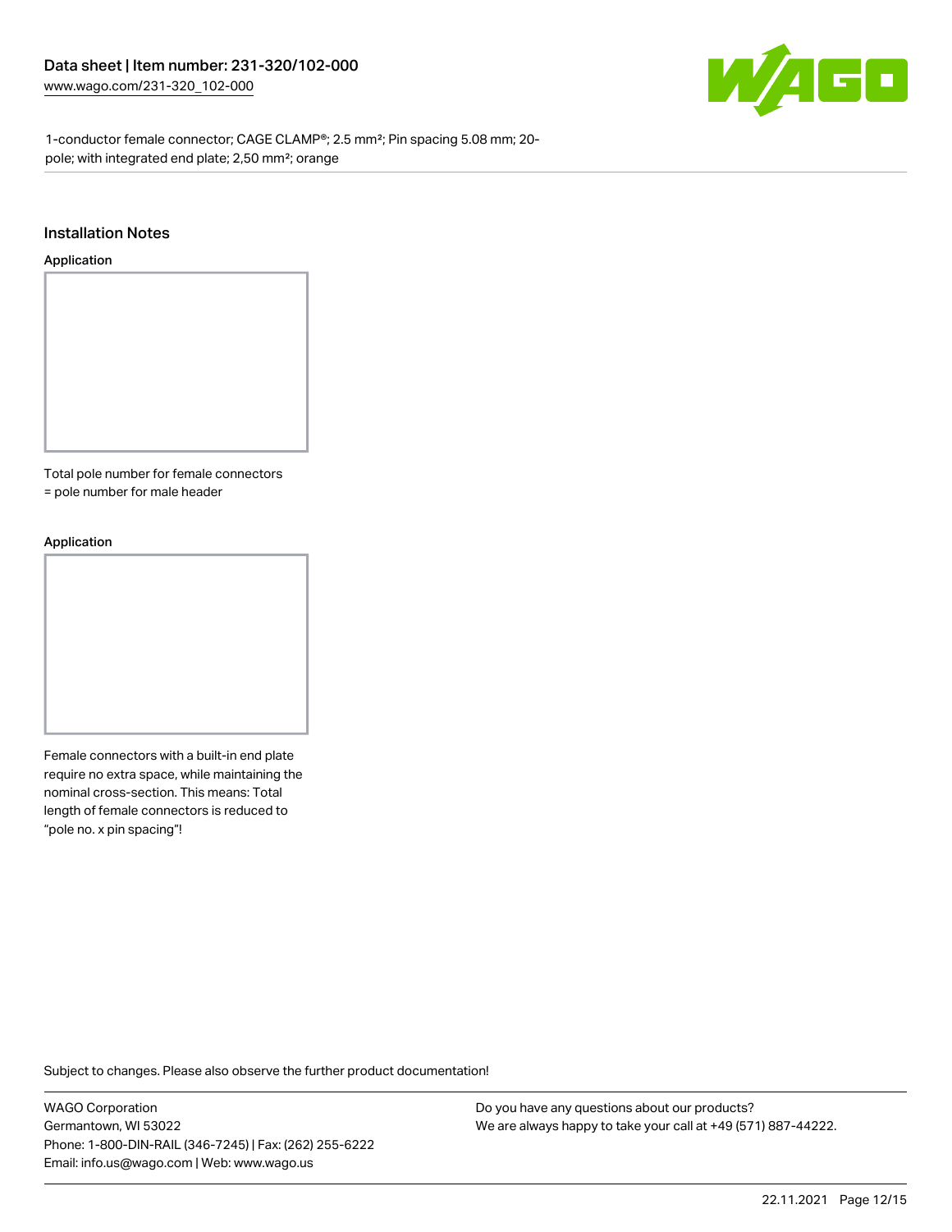1-conductor female connector; CAGE CLAMP®; 2.5 mm²; Pin spacing 5.08 mm; 20-pole; with integrated end plate; 2,50 mm²; orange

## Installation Notes

### Application

Total pole number for female connectors
= pole number for male header

### Application

Female connectors with a built-in end plate require no extra space, while maintaining the nominal cross-section. This means: Total length of female connectors is reduced to "pole no. x pin spacing"!

Subject to changes. Please also observe the further product documentation!

WAGO Corporation
Germantown, WI 53022
Phone: 1-800-DIN-RAIL (346-7245) | Fax: (262) 255-6222
Email: info.us@wago.com | Web: www.wago.us

Do you have any questions about our products?
We are always happy to take your call at +49 (571) 887-44222.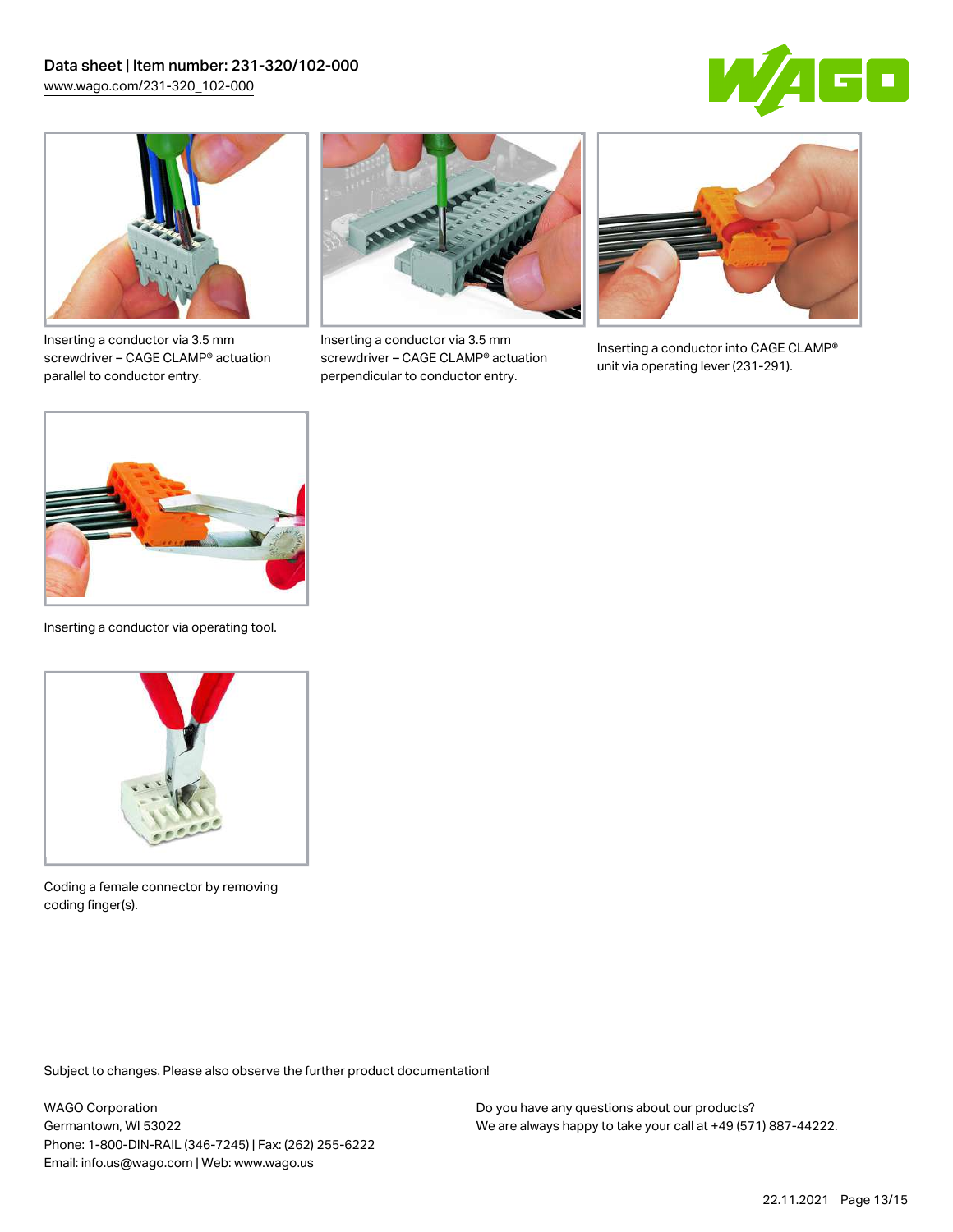Inserting a conductor via 3.5 mm screwdriver – CAGE CLAMP® actuation parallel to conductor entry.

Inserting a conductor via 3.5 mm screwdriver – CAGE CLAMP® actuation perpendicular to conductor entry.

Inserting a conductor into CAGE CLAMP® unit via operating lever (231-291).

Inserting a conductor via operating tool.

Coding a female connector by removing coding finger(s).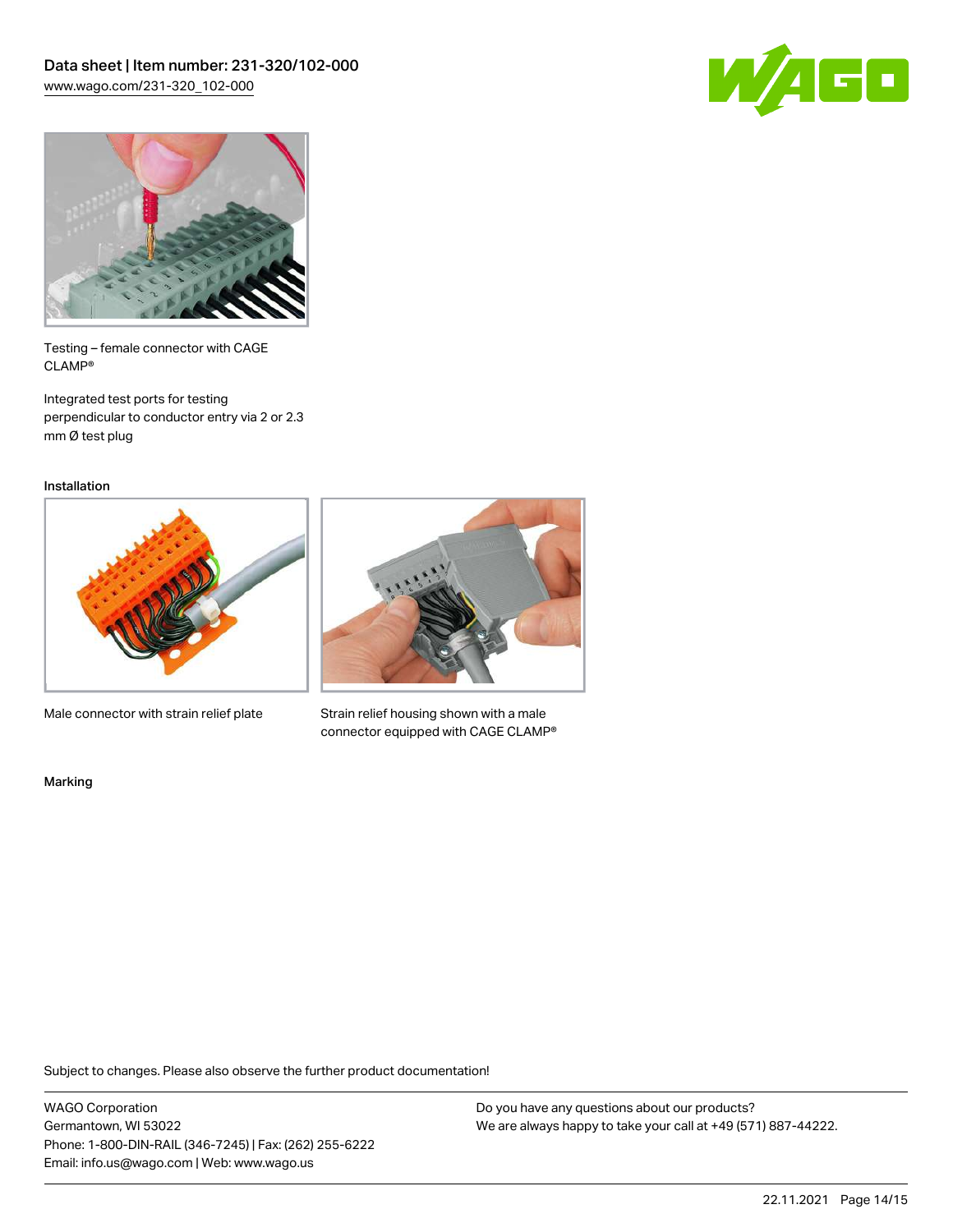Testing – female connector with CAGE CLAMP®

Integrated test ports for testing perpendicular to conductor entry via 2 or 2.3 mm Ø test plug

Installation

Male connector with strain relief plate

Strain relief housing shown with a male connector equipped with CAGE CLAMP®

Marking

Subject to changes. Please also observe the further product documentation!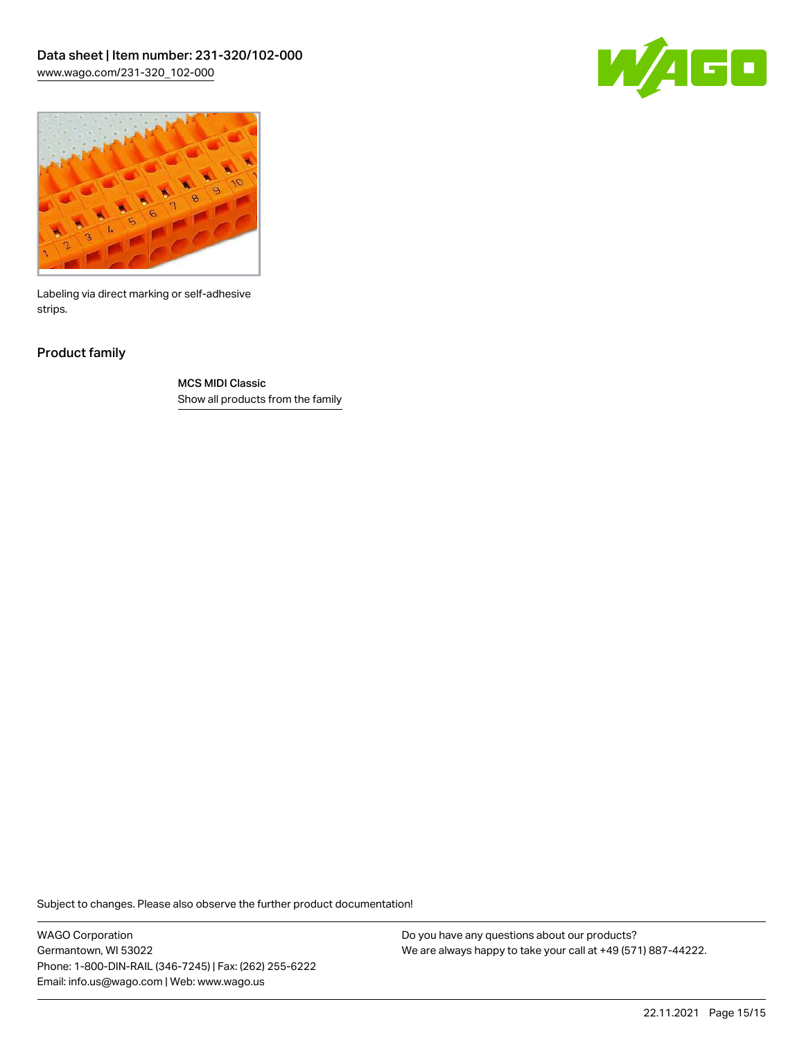Labeling via direct marking or self-adhesive strips.

## Product family

**MCS MIDI Classic**
Show all products from the family

Subject to changes. Please also observe the further product documentation!

WAGO Corporation
Germantown, WI 53022
Phone: 1-800-DIN-RAIL (346-7245) | Fax: (262) 255-6222
Email: info.us@wago.com | Web: www.wago.us

Do you have any questions about our products?
We are always happy to take your call at +49 (571) 887-44222.